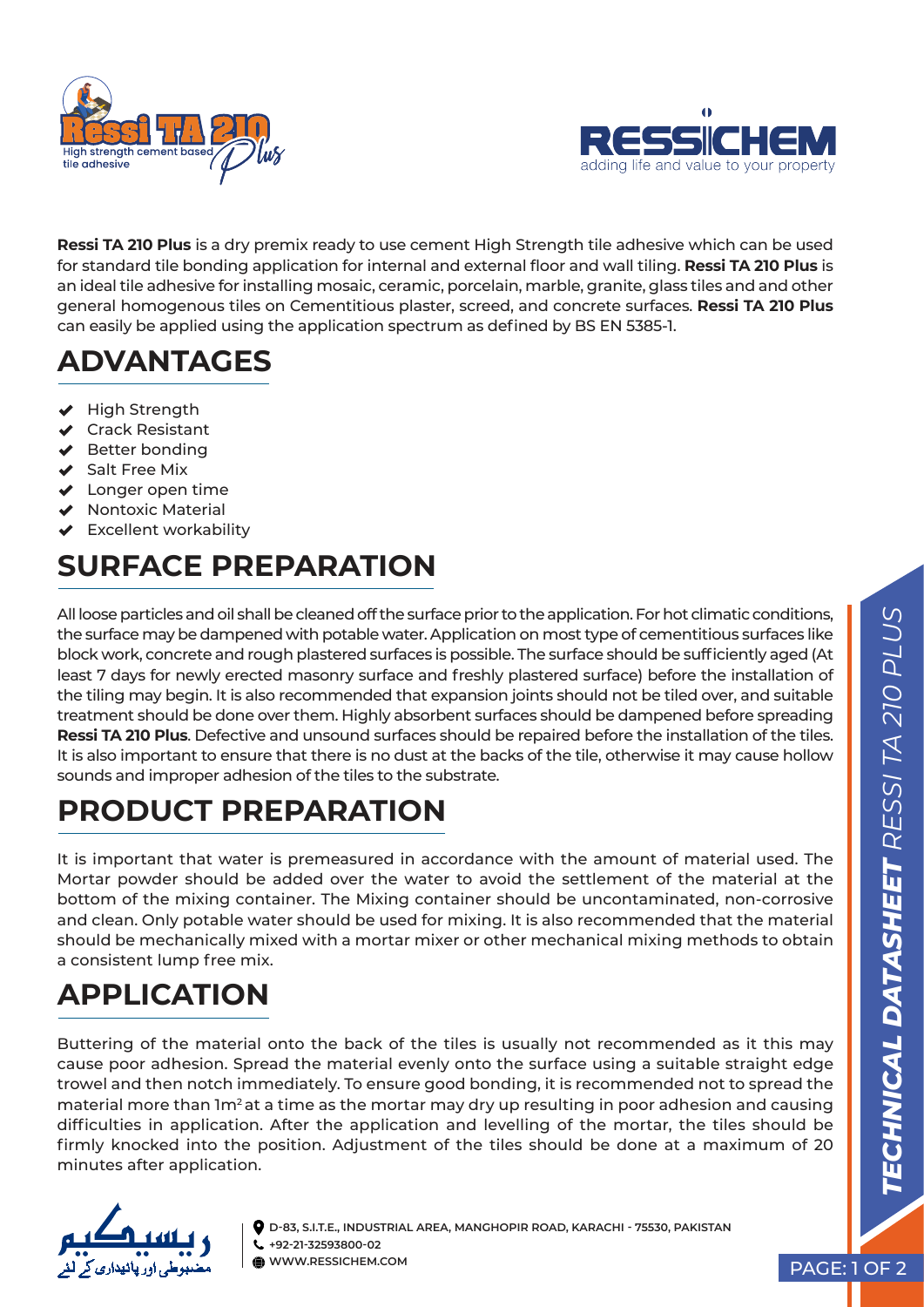**Ressi TA 210 Plus** is a dry premix ready to use cement High Strength tile adhesive which can be used for standard tile bonding application for internal and external floor and wall tiling. **Ressi TA 210 Plus** is an ideal tile adhesive for installing mosaic, ceramic, porcelain, marble, granite, glass tiles and and other general homogenous tiles on Cementitious plaster, screed, and concrete surfaces. **Ressi TA 210 Plus** can easily be applied using the application spectrum as defined by BS EN 5385-1.

## ADVANTAGES

- High Strength
- Crack Resistant
- Better bonding
- Salt Free Mix
- Longer open time
- Nontoxic Material
- Excellent workability

## SURFACE PREPARATION

All loose particles and oil shall be cleaned off the surface prior to the application. For hot climatic conditions, the surface may be dampened with potable water. Application on most type of cementitious surfaces like block work, concrete and rough plastered surfaces is possible. The surface should be sufficiently aged (At least 7 days for newly erected masonry surface and freshly plastered surface) before the installation of the tiling may begin. It is also recommended that expansion joints should not be tiled over, and suitable treatment should be done over them. Highly absorbent surfaces should be dampened before spreading **Ressi TA 210 Plus**. Defective and unsound surfaces should be repaired before the installation of the tiles. It is also important to ensure that there is no dust at the backs of the tile, otherwise it may cause hollow sounds and improper adhesion of the tiles to the substrate.

## PRODUCT PREPARATION

It is important that water is premeasured in accordance with the amount of material used. The Mortar powder should be added over the water to avoid the settlement of the material at the bottom of the mixing container. The Mixing container should be uncontaminated, non-corrosive and clean. Only potable water should be used for mixing. It is also recommended that the material should be mechanically mixed with a mortar mixer or other mechanical mixing methods to obtain a consistent lump free mix.

## APPLICATION

Buttering of the material onto the back of the tiles is usually not recommended as it this may cause poor adhesion. Spread the material evenly onto the surface using a suitable straight edge trowel and then notch immediately. To ensure good bonding, it is recommended not to spread the material more than 1m$^2$ at a time as the mortar may dry up resulting in poor adhesion and causing difficulties in application. After the application and levelling of the mortar, the tiles should be firmly knocked into the position. Adjustment of the tiles should be done at a maximum of 20 minutes after application.

D-83, S.I.T.E., INDUSTRIAL AREA, MANGHOPIR ROAD, KARACHI - 75530, PAKISTAN
+92-21-32593800-02
WWW.RESSICHEM.COM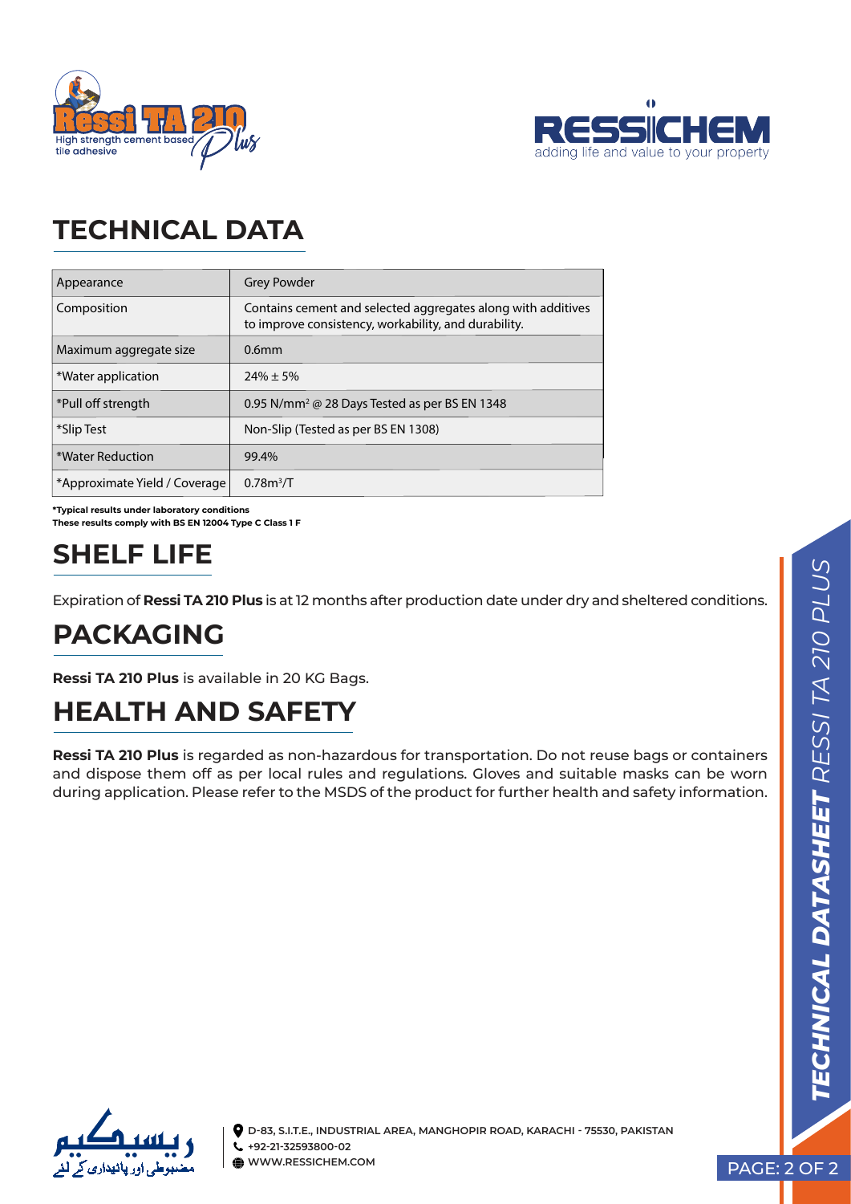# TECHNICAL DATA

| | |
|---|---|
| Appearance | Grey Powder |
| Composition | Contains cement and selected aggregates along with additives to improve consistency, workability, and durability. |
| Maximum aggregate size | 0.6mm |
| *Water application | 24% ± 5% |
| *Pull off strength | 0.95 N/mm$^2$ @ 28 Days Tested as per BS EN 1348 |
| *Slip Test | Non-Slip (Tested as per BS EN 1308) |
| *Water Reduction | 99.4% |
| *Approximate Yield / Coverage | 0.78m$^3$/T |

**\*Typical results under laboratory conditions**
**These results comply with BS EN 12004 Type C Class 1 F**

# SHELF LIFE

Expiration of **Ressi TA 210 Plus** is at 12 months after production date under dry and sheltered conditions.

# PACKAGING

**Ressi TA 210 Plus** is available in 20 KG Bags.

# HEALTH AND SAFETY

**Ressi TA 210 Plus** is regarded as non-hazardous for transportation. Do not reuse bags or containers and dispose them off as per local rules and regulations. Gloves and suitable masks can be worn during application. Please refer to the MSDS of the product for further health and safety information.

D-83, S.I.T.E., INDUSTRIAL AREA, MANGHOPIR ROAD, KARACHI - 75530, PAKISTAN
+92-21-32593800-02
WWW.RESSICHEM.COM